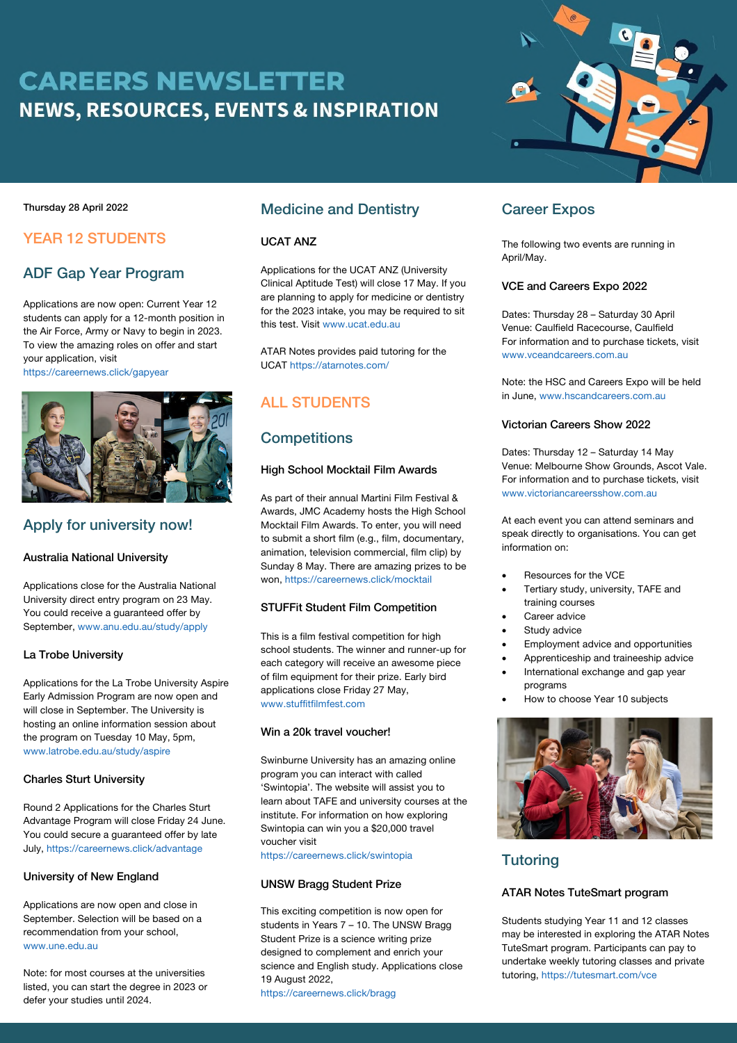# CAREERS NEWSLETTER

## NEWS, RESOURCES, EVENTS & INSPIRATION

Thursday 28 April 2022

## YEAR 12 STUDENTS

### ADF Gap Year Program

Applications are now open: Current Year 12 students can apply for a 12-month position in the Air Force, Army or Navy to begin in 2023. To view the amazing roles on offer and start your application, visit https://careernews.click/gapyear

### Apply for university now!

#### Australia National University

Applications close for the Australia National University direct entry program on 23 May. You could receive a guaranteed offer by September, www.anu.edu.au/study/apply

#### La Trobe University

Applications for the La Trobe University Aspire Early Admission Program are now open and will close in September. The University is hosting an online information session about the program on Tuesday 10 May, 5pm, www.latrobe.edu.au/study/aspire

#### Charles Sturt University

Round 2 Applications for the Charles Sturt Advantage Program will close Friday 24 June. You could secure a guaranteed offer by late July, https://careernews.click/advantage

#### University of New England

Applications are now open and close in September. Selection will be based on a recommendation from your school, www.une.edu.au

Note: for most courses at the universities listed, you can start the degree in 2023 or defer your studies until 2024.

### Medicine and Dentistry

#### UCAT ANZ

Applications for the UCAT ANZ (University Clinical Aptitude Test) will close 17 May. If you are planning to apply for medicine or dentistry for the 2023 intake, you may be required to sit this test. Visit www.ucat.edu.au

ATAR Notes provides paid tutoring for the UCAT https://atarnotes.com/

## ALL STUDENTS

### Competitions

#### High School Mocktail Film Awards

As part of their annual Martini Film Festival & Awards, JMC Academy hosts the High School Mocktail Film Awards. To enter, you will need to submit a short film (e.g., film, documentary, animation, television commercial, film clip) by Sunday 8 May. There are amazing prizes to be won, https://careernews.click/mocktail

#### STUFFit Student Film Competition

This is a film festival competition for high school students. The winner and runner-up for each category will receive an awesome piece of film equipment for their prize. Early bird applications close Friday 27 May, www.stuffitfilmfest.com

#### Win a 20k travel voucher!

Swinburne University has an amazing online program you can interact with called 'Swintopia'. The website will assist you to learn about TAFE and university courses at the institute. For information on how exploring Swintopia can win you a $20,000 travel voucher visit https://careernews.click/swintopia

#### UNSW Bragg Student Prize

This exciting competition is now open for students in Years 7 – 10. The UNSW Bragg Student Prize is a science writing prize designed to complement and enrich your science and English study. Applications close 19 August 2022, https://careernews.click/bragg

### Career Expos

The following two events are running in April/May.

#### VCE and Careers Expo 2022

Dates: Thursday 28 – Saturday 30 April
Venue: Caulfield Racecourse, Caulfield
For information and to purchase tickets, visit www.vceandcareers.com.au

Note: the HSC and Careers Expo will be held in June, www.hscandcareers.com.au

#### Victorian Careers Show 2022

Dates: Thursday 12 – Saturday 14 May
Venue: Melbourne Show Grounds, Ascot Vale.
For information and to purchase tickets, visit www.victoriancareersshow.com.au

At each event you can attend seminars and speak directly to organisations. You can get information on:

- Resources for the VCE
- Tertiary study, university, TAFE and training courses
- Career advice
- Study advice
- Employment advice and opportunities
- Apprenticeship and traineeship advice
- International exchange and gap year programs
- How to choose Year 10 subjects

### Tutoring

#### ATAR Notes TuteSmart program

Students studying Year 11 and 12 classes may be interested in exploring the ATAR Notes TuteSmart program. Participants can pay to undertake weekly tutoring classes and private tutoring, https://tutesmart.com/vce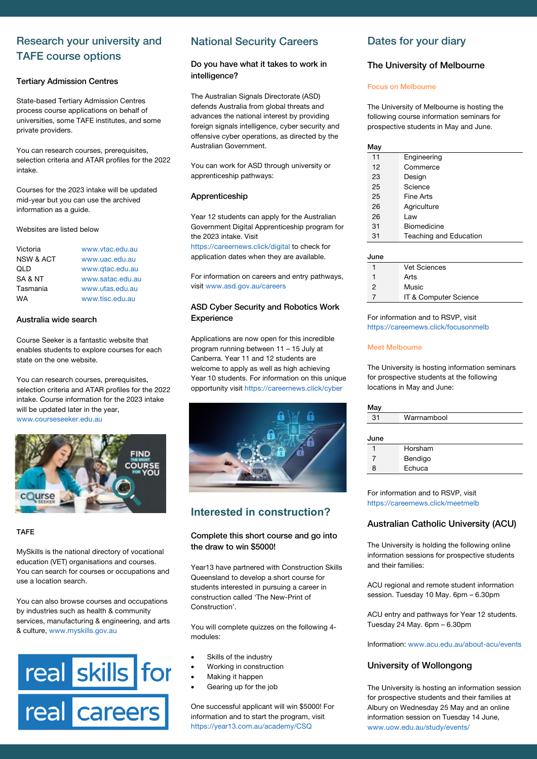## Research your university and TAFE course options

### Tertiary Admission Centres

State-based Tertiary Admission Centres process course applications on behalf of universities, some TAFE institutes, and some private providers.

You can research courses, prerequisites, selection criteria and ATAR profiles for the 2022 intake.

Courses for the 2023 intake will be updated mid-year but you can use the archived information as a guide.

Websites are listed below

| | |
|---|---|
| Victoria | www.vtac.edu.au |
| NSW & ACT | www.uac.edu.au |
| QLD | www.qtac.edu.au |
| SA & NT | www.satac.edu.au |
| Tasmania | www.utas.edu.au |
| WA | www.tisc.edu.au |

### Australia wide search

Course Seeker is a fantastic website that enables students to explore courses for each state on the one website.

You can research courses, prerequisites, selection criteria and ATAR profiles for the 2022 intake. Course information for the 2023 intake will be updated later in the year, www.courseseeker.edu.au

### TAFE

MySkills is the national directory of vocational education (VET) organisations and courses. You can search for courses or occupations and use a location search.

You can also browse courses and occupations by industries such as health & community services, manufacturing & engineering, and arts & culture, www.myskills.gov.au

## National Security Careers

### Do you have what it takes to work in intelligence?

The Australian Signals Directorate (ASD) defends Australia from global threats and advances the national interest by providing foreign signals intelligence, cyber security and offensive cyber operations, as directed by the Australian Government.

You can work for ASD through university or apprenticeship pathways:

### Apprenticeship

Year 12 students can apply for the Australian Government Digital Apprenticeship program for the 2023 intake. Visit https://careernews.click/digital to check for application dates when they are available.

For information on careers and entry pathways, visit www.asd.gov.au/careers

### ASD Cyber Security and Robotics Work Experience

Applications are now open for this incredible program running between 11 – 15 July at Canberra. Year 11 and 12 students are welcome to apply as well as high achieving Year 10 students. For information on this unique opportunity visit https://careernews.click/cyber

## Interested in construction?

### Complete this short course and go into the draw to win $5000!

Year13 have partnered with Construction Skills Queensland to develop a short course for students interested in pursuing a career in construction called 'The New-Print of Construction'.

You will complete quizzes on the following 4-modules:

- Skills of the industry
- Working in construction
- Making it happen
- Gearing up for the job

One successful applicant will win $5000! For information and to start the program, visit https://year13.com.au/academy/CSQ

## Dates for your diary

### The University of Melbourne

**Focus on Melbourne**

The University of Melbourne is hosting the following course information seminars for prospective students in May and June.

| May | |
|---|---|
| 11 | Engineering |
| 12 | Commerce |
| 23 | Design |
| 25 | Science |
| 25 | Fine Arts |
| 26 | Agriculture |
| 26 | Law |
| 31 | Biomedicine |
| 31 | Teaching and Education |

| June | |
|---|---|
| 1 | Vet Sciences |
| 1 | Arts |
| 2 | Music |
| 7 | IT & Computer Science |

For information and to RSVP, visit https://careernews.click/focusonmelb

**Meet Melbourne**

The University is hosting information seminars for prospective students at the following locations in May and June:

| May | |
|---|---|
| 31 | Warrnambool |

| June | |
|---|---|
| 1 | Horsham |
| 7 | Bendigo |
| 8 | Echuca |

For information and to RSVP, visit https://careernews.click/meetmelb

### Australian Catholic University (ACU)

The University is holding the following online information sessions for prospective students and their families:

ACU regional and remote student information session. Tuesday 10 May. 6pm – 6.30pm

ACU entry and pathways for Year 12 students. Tuesday 24 May. 6pm – 6.30pm

Information: www.acu.edu.au/about-acu/events

### University of Wollongong

The University is hosting an information session for prospective students and their families at Albury on Wednesday 25 May and an online information session on Tuesday 14 June, www.uow.edu.au/study/events/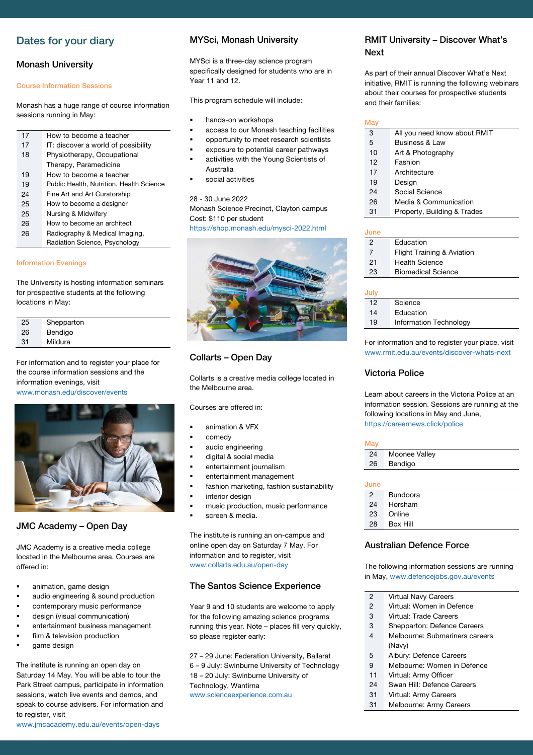## Dates for your diary

### Monash University

**Course Information Sessions**

Monash has a huge range of course information sessions running in May:

| | |
|---|---|
| 17 | How to become a teacher |
| 17 | IT: discover a world of possibility |
| 18 | Physiotherapy, Occupational Therapy, Paramedicine |
| 19 | How to become a teacher |
| 19 | Public Health, Nutrition, Health Science |
| 24 | Fine Art and Art Curatorship |
| 25 | How to become a designer |
| 25 | Nursing & Midwifery |
| 26 | How to become an architect |
| 26 | Radiography & Medical Imaging, Radiation Science, Psychology |

**Information Evenings**

The University is hosting information seminars for prospective students at the following locations in May:

| | |
|---|---|
| 25 | Shepparton |
| 26 | Bendigo |
| 31 | Mildura |

For information and to register your place for the course information sessions and the information evenings, visit www.monash.edu/discover/events

### JMC Academy – Open Day

JMC Academy is a creative media college located in the Melbourne area. Courses are offered in:

- animation, game design
- audio engineering & sound production
- contemporary music performance
- design (visual communication)
- entertainment business management
- film & television production
- game design

The institute is running an open day on Saturday 14 May. You will be able to tour the Park Street campus, participate in information sessions, watch live events and demos, and speak to course advisers. For information and to register, visit www.jmcacademy.edu.au/events/open-days

### MYSci, Monash University

MYSci is a three-day science program specifically designed for students who are in Year 11 and 12.

This program schedule will include:

- hands-on workshops
- access to our Monash teaching facilities
- opportunity to meet research scientists
- exposure to potential career pathways
- activities with the Young Scientists of Australia
- social activities

28 - 30 June 2022
Monash Science Precinct, Clayton campus
Cost: $110 per student
https://shop.monash.edu/mysci-2022.html

### Collarts – Open Day

Collarts is a creative media college located in the Melbourne area.

Courses are offered in:

- animation & VFX
- comedy
- audio engineering
- digital & social media
- entertainment journalism
- entertainment management
- fashion marketing, fashion sustainability
- interior design
- music production, music performance
- screen & media.

The institute is running an on-campus and online open day on Saturday 7 May. For information and to register, visit www.collarts.edu.au/open-day

### The Santos Science Experience

Year 9 and 10 students are welcome to apply for the following amazing science programs running this year. Note – places fill very quickly, so please register early:

27 – 29 June: Federation University, Ballarat
6 – 9 July: Swinburne University of Technology
18 – 20 July: Swinburne University of Technology, Wantirna
www.scienceexperience.com.au

### RMIT University – Discover What's Next

As part of their annual Discover What's Next initiative, RMIT is running the following webinars about their courses for prospective students and their families:

**May**

| | |
|---|---|
| 3 | All you need know about RMIT |
| 5 | Business & Law |
| 10 | Art & Photography |
| 12 | Fashion |
| 17 | Architecture |
| 19 | Design |
| 24 | Social Science |
| 26 | Media & Communication |
| 31 | Property, Building & Trades |

**June**

| | |
|---|---|
| 2 | Education |
| 7 | Flight Training & Aviation |
| 21 | Health Science |
| 23 | Biomedical Science |

**July**

| | |
|---|---|
| 12 | Science |
| 14 | Education |
| 19 | Information Technology |

For information and to register your place, visit www.rmit.edu.au/events/discover-whats-next

### Victoria Police

Learn about careers in the Victoria Police at an information session. Sessions are running at the following locations in May and June, https://careernews.click/police

**May**

| | |
|---|---|
| 24 | Moonee Valley |
| 26 | Bendigo |

**June**

| | |
|---|---|
| 2 | Bundoora |
| 24 | Horsham |
| 23 | Online |
| 28 | Box Hill |

### Australian Defence Force

The following information sessions are running in May, www.defencejobs.gov.au/events

| | |
|---|---|
| 2 | Virtual Navy Careers |
| 2 | Virtual: Women in Defence |
| 3 | Virtual: Trade Careers |
| 3 | Shepparton: Defence Careers |
| 4 | Melbourne: Submariners careers (Navy) |
| 5 | Albury: Defence Careers |
| 9 | Melbourne: Women in Defence |
| 11 | Virtual: Army Officer |
| 24 | Swan Hill: Defence Careers |
| 31 | Virtual: Army Careers |
| 31 | Melbourne: Army Careers |